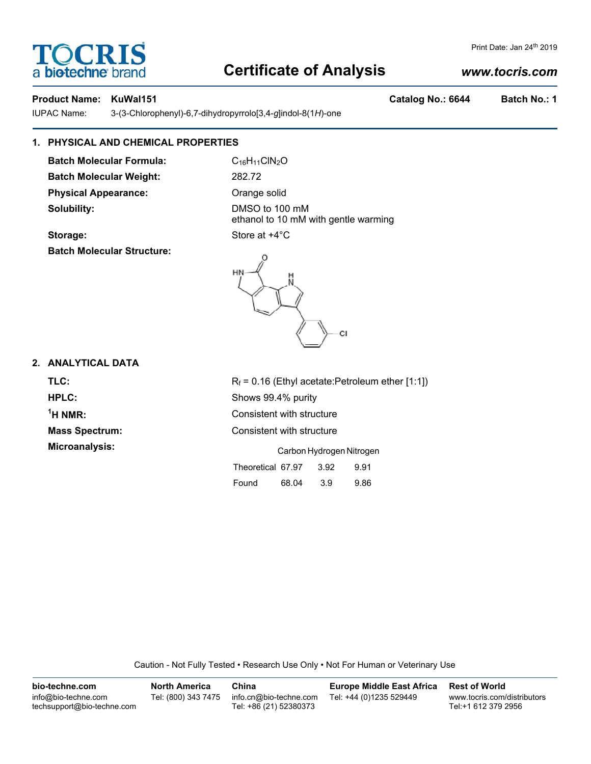# Certificate of Analysis

Print Date: Jan 24th 2019

www.tocris.com

**Product Name: KuWal151** **Catalog No.: 6644** **Batch No.: 1**

IUPAC Name: 3-(3-Chlorophenyl)-6,7-dihydropyrrolo[3,4-*g*]indol-8(1*H*)-one

## 1. PHYSICAL AND CHEMICAL PROPERTIES

**Batch Molecular Formula:** $C_{16}H_{11}ClN_2O$

**Batch Molecular Weight:** 282.72

**Physical Appearance:** Orange solid

**Solubility:** DMSO to 100 mM
ethanol to 10 mM with gentle warming

**Storage:** Store at +4°C

**Batch Molecular Structure:**

## 2. ANALYTICAL DATA

**TLC:** $R_f$ = 0.16 (Ethyl acetate:Petroleum ether [1:1])

**HPLC:** Shows 99.4% purity

**$^1$H NMR:** Consistent with structure

**Mass Spectrum:** Consistent with structure

**Microanalysis:**

| | Carbon | Hydrogen | Nitrogen |
|---|---|---|---|
| Theoretical | 67.97 | 3.92 | 9.91 |
| Found | 68.04 | 3.9 | 9.86 |

Caution - Not Fully Tested • Research Use Only • Not For Human or Veterinary Use

**bio-techne.com**
info@bio-techne.com
techsupport@bio-techne.com

**North America**
Tel: (800) 343 7475

**China**
info.cn@bio-techne.com
Tel: +86 (21) 52380373

**Europe Middle East Africa**
Tel: +44 (0)1235 529449

**Rest of World**
www.tocris.com/distributors
Tel:+1 612 379 2956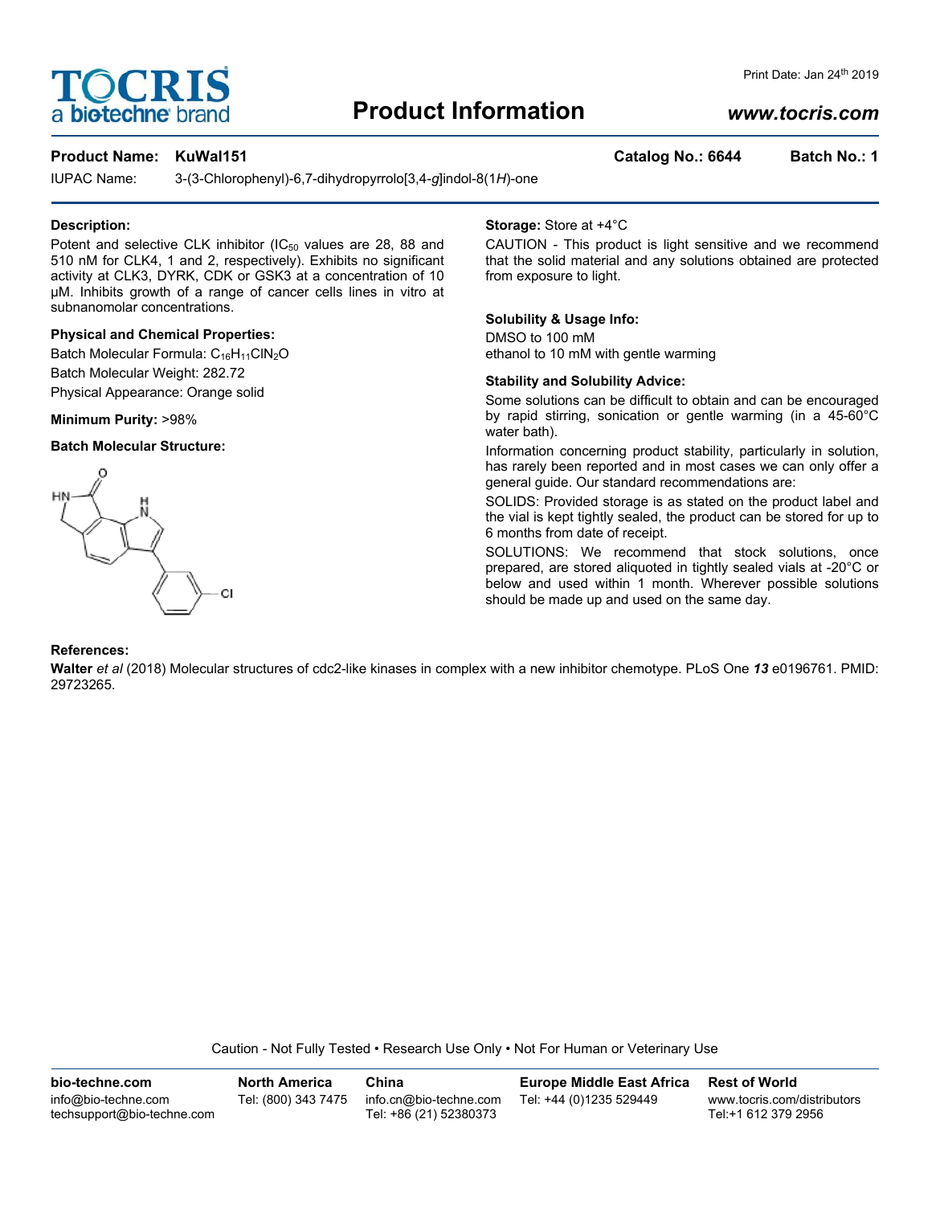# Product Information

**Product Name:** **KuWal151** **Catalog No.: 6644** **Batch No.: 1**

IUPAC Name: 3-(3-Chlorophenyl)-6,7-dihydropyrrolo[3,4-*g*]indol-8(1*H*)-one

### Description:

Potent and selective CLK inhibitor ($IC_{50}$ values are 28, 88 and 510 nM for CLK4, 1 and 2, respectively). Exhibits no significant activity at CLK3, DYRK, CDK or GSK3 at a concentration of 10 μM. Inhibits growth of a range of cancer cells lines in vitro at subnanomolar concentrations.

### Physical and Chemical Properties:

Batch Molecular Formula: $C_{16}H_{11}ClN_2O$

Batch Molecular Weight: 282.72

Physical Appearance: Orange solid

**Minimum Purity:** >98%

### Batch Molecular Structure:

HN O H N Cl

**Storage:** Store at +4°C

CAUTION - This product is light sensitive and we recommend that the solid material and any solutions obtained are protected from exposure to light.

### Solubility & Usage Info:

DMSO to 100 mM

ethanol to 10 mM with gentle warming

### Stability and Solubility Advice:

Some solutions can be difficult to obtain and can be encouraged by rapid stirring, sonication or gentle warming (in a 45-60°C water bath).

Information concerning product stability, particularly in solution, has rarely been reported and in most cases we can only offer a general guide. Our standard recommendations are:

SOLIDS: Provided storage is as stated on the product label and the vial is kept tightly sealed, the product can be stored for up to 6 months from date of receipt.

SOLUTIONS: We recommend that stock solutions, once prepared, are stored aliquoted in tightly sealed vials at -20°C or below and used within 1 month. Wherever possible solutions should be made up and used on the same day.

### References:

**Walter** *et al* (2018) Molecular structures of cdc2-like kinases in complex with a new inhibitor chemotype. PLoS One ***13*** e0196761. PMID: 29723265.

Caution - Not Fully Tested • Research Use Only • Not For Human or Veterinary Use

**bio-techne.com**
info@bio-techne.com
techsupport@bio-techne.com

**North America**
Tel: (800) 343 7475

**China**
info.cn@bio-techne.com
Tel: +86 (21) 52380373

**Europe Middle East Africa**
Tel: +44 (0)1235 529449

**Rest of World**
www.tocris.com/distributors
Tel:+1 612 379 2956